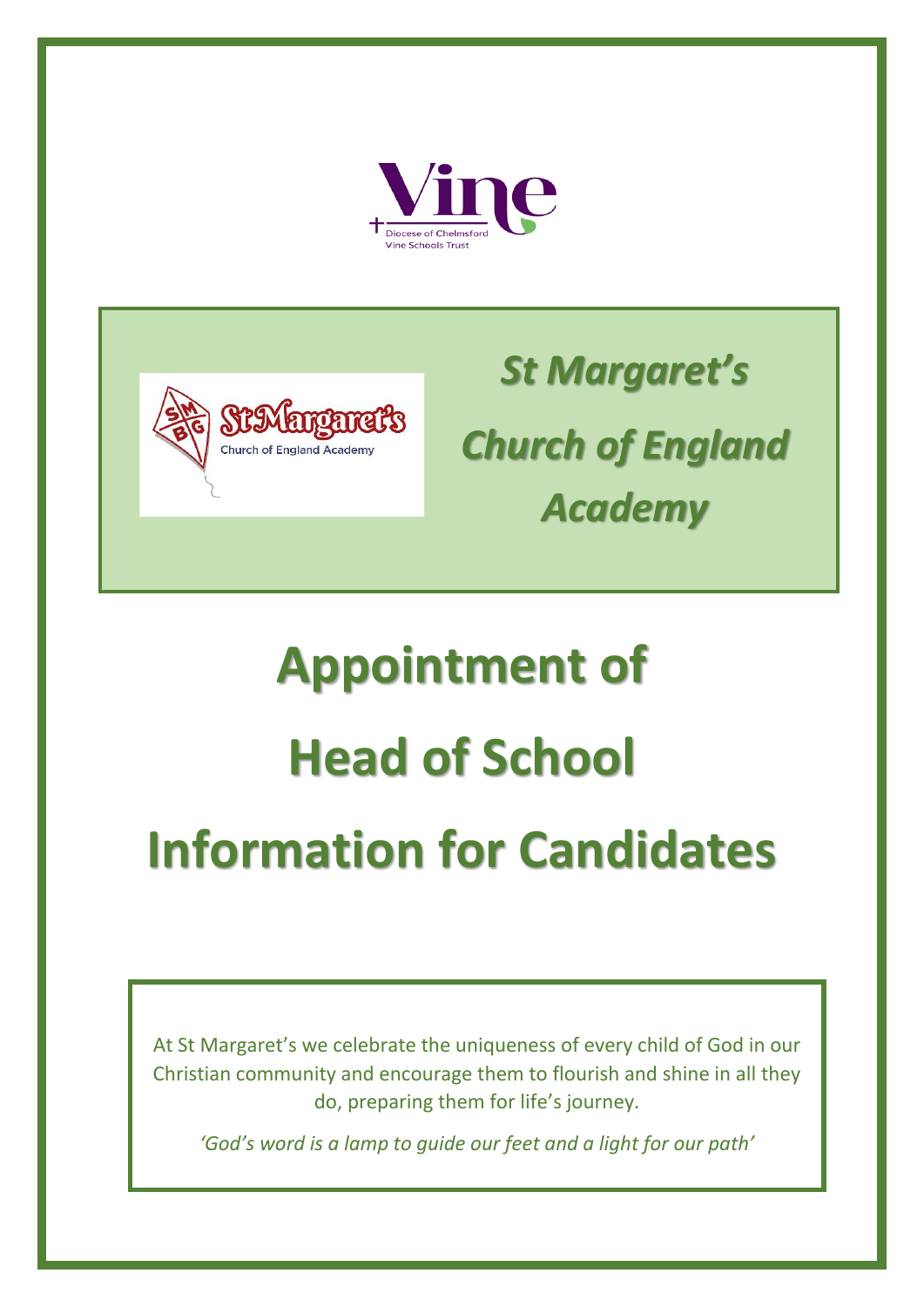Vine

Diocese of Chelmsford Vine Schools Trust

St Margaret's Church of England Academy

*St Margaret's Church of England Academy*

# Appointment of Head of School

# Information for Candidates

At St Margaret's we celebrate the uniqueness of every child of God in our Christian community and encourage them to flourish and shine in all they do, preparing them for life's journey.

*'God's word is a lamp to guide our feet and a light for our path'*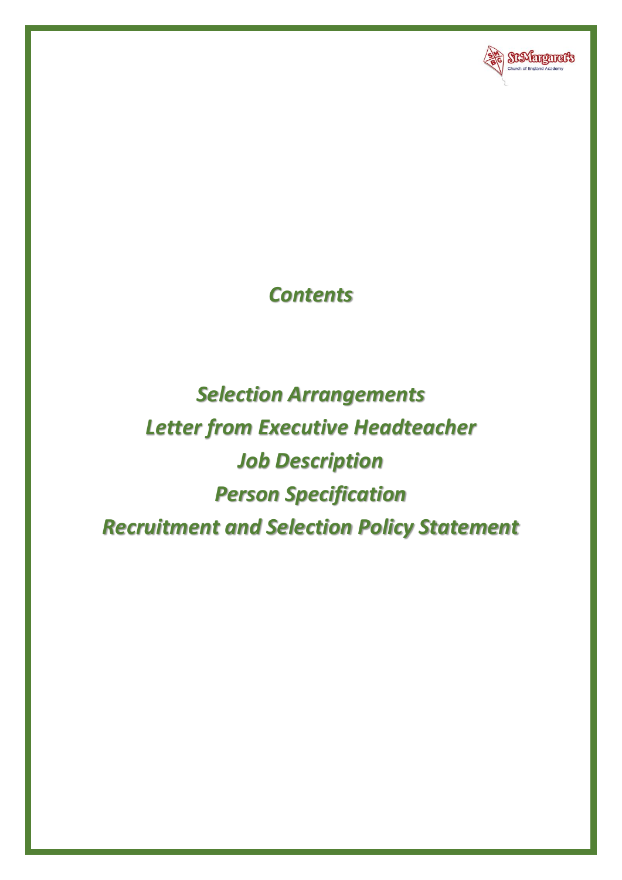# *Contents*

*Selection Arrangements*

*Letter from Executive Headteacher*

*Job Description*

*Person Specification*

*Recruitment and Selection Policy Statement*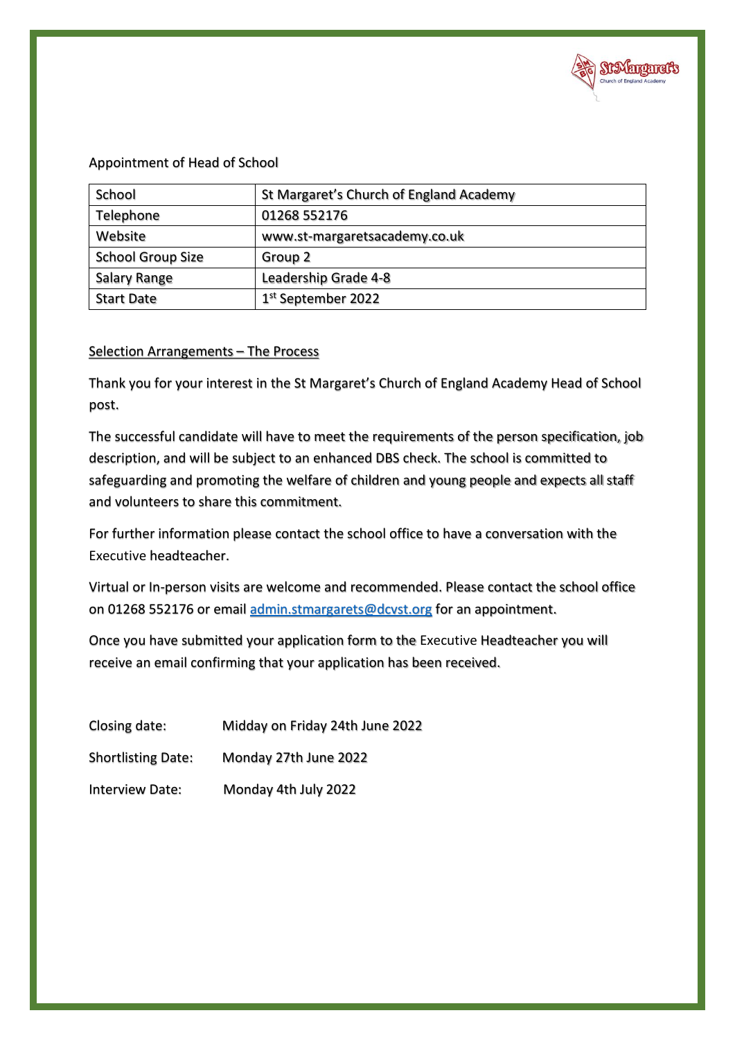Appointment of Head of School

| School | St Margaret's Church of England Academy |
|---|---|
| Telephone | 01268 552176 |
| Website | www.st-margaretsacademy.co.uk |
| School Group Size | Group 2 |
| Salary Range | Leadership Grade 4-8 |
| Start Date | 1st September 2022 |

Selection Arrangements – The Process

Thank you for your interest in the St Margaret's Church of England Academy Head of School post.

The successful candidate will have to meet the requirements of the person specification, job description, and will be subject to an enhanced DBS check. The school is committed to safeguarding and promoting the welfare of children and young people and expects all staff and volunteers to share this commitment.

For further information please contact the school office to have a conversation with the Executive headteacher.

Virtual or In-person visits are welcome and recommended. Please contact the school office on 01268 552176 or email admin.stmargarets@dcvst.org for an appointment.

Once you have submitted your application form to the Executive Headteacher you will receive an email confirming that your application has been received.

Closing date: Midday on Friday 24th June 2022

Shortlisting Date: Monday 27th June 2022

Interview Date: Monday 4th July 2022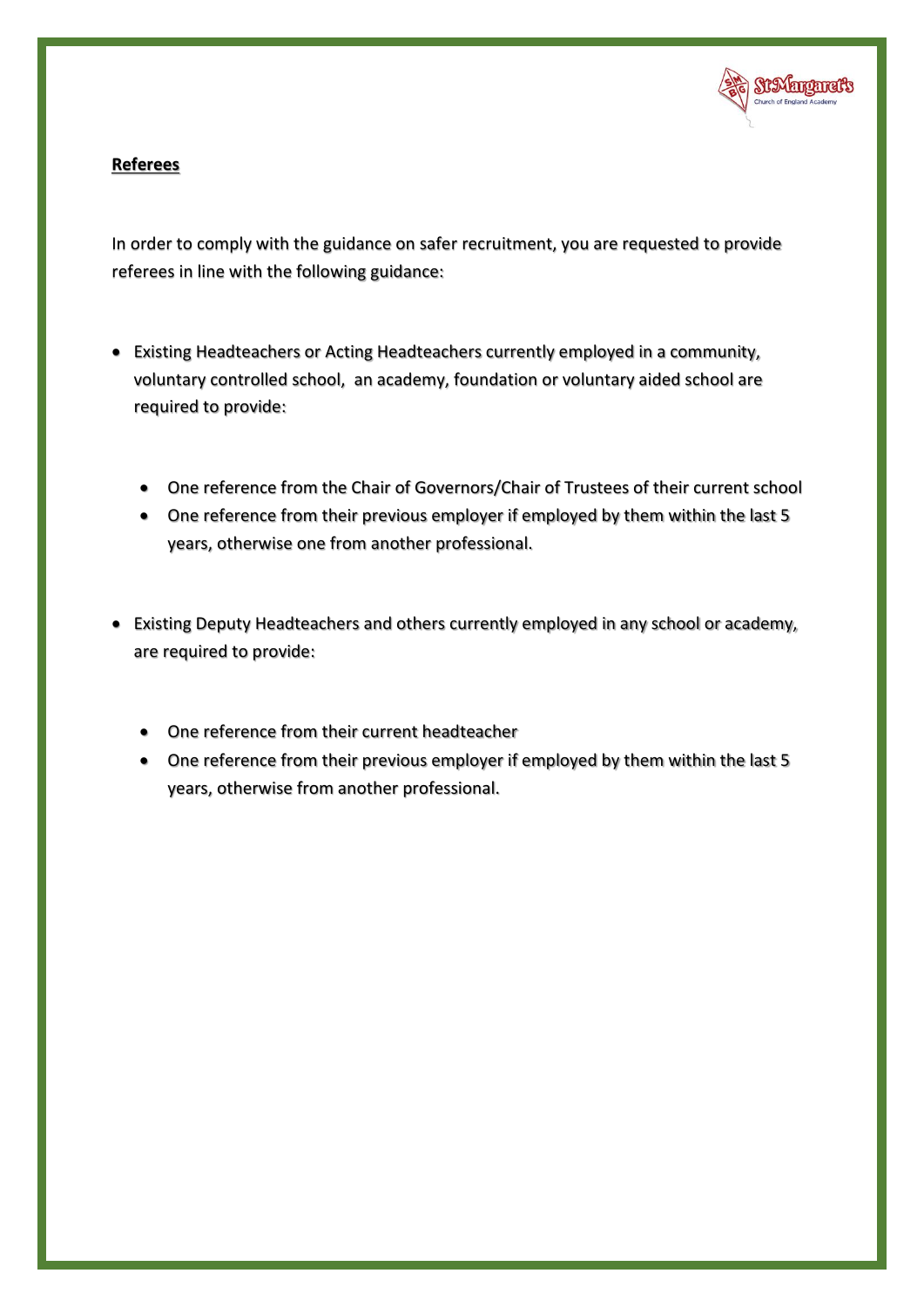**Referees**

In order to comply with the guidance on safer recruitment, you are requested to provide referees in line with the following guidance:

- Existing Headteachers or Acting Headteachers currently employed in a community, voluntary controlled school, an academy, foundation or voluntary aided school are required to provide:
  - One reference from the Chair of Governors/Chair of Trustees of their current school
  - One reference from their previous employer if employed by them within the last 5 years, otherwise one from another professional.
- Existing Deputy Headteachers and others currently employed in any school or academy, are required to provide:
  - One reference from their current headteacher
  - One reference from their previous employer if employed by them within the last 5 years, otherwise from another professional.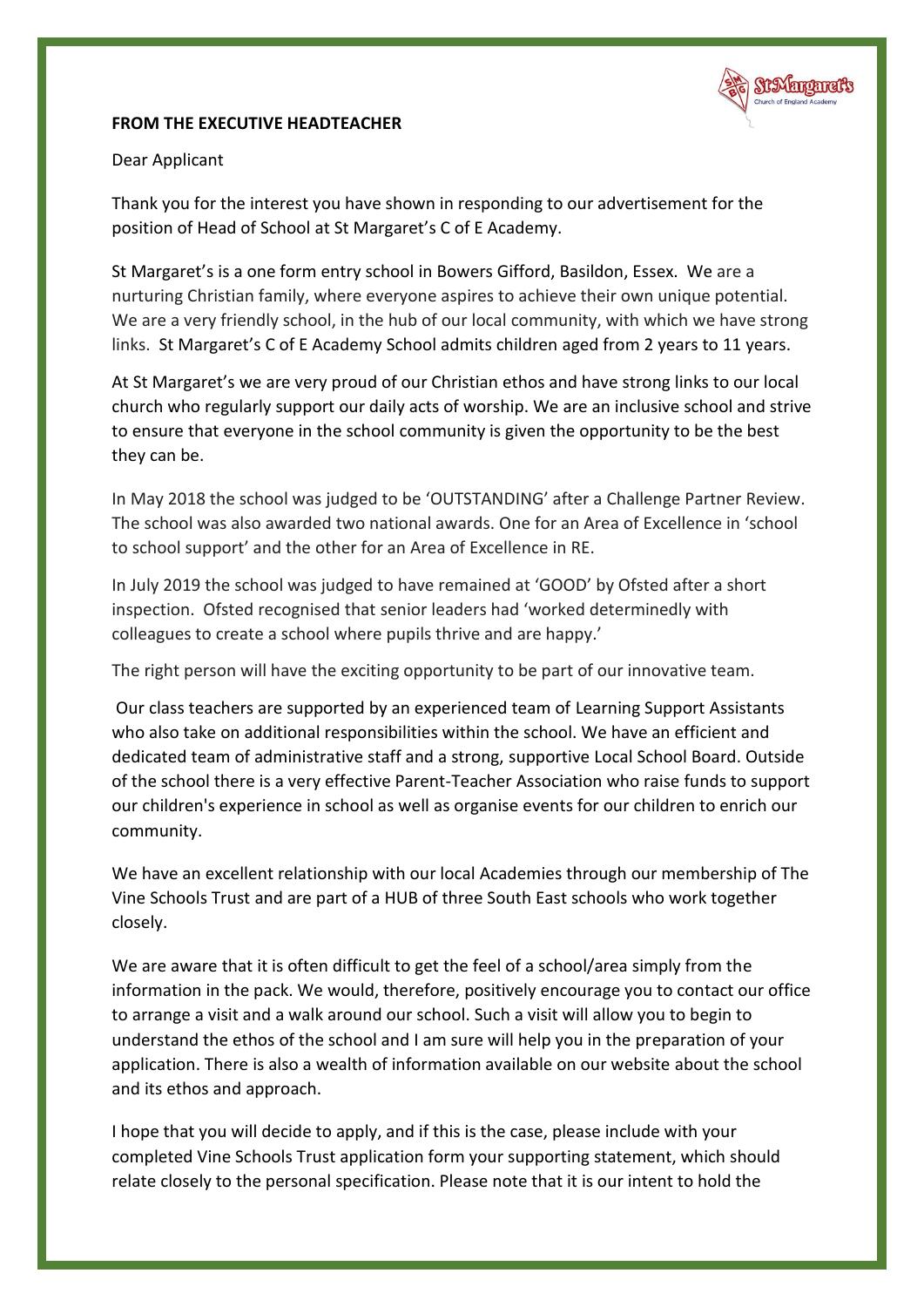**FROM THE EXECUTIVE HEADTEACHER**

Dear Applicant

Thank you for the interest you have shown in responding to our advertisement for the position of Head of School at St Margaret's C of E Academy.

St Margaret's is a one form entry school in Bowers Gifford, Basildon, Essex. We are a nurturing Christian family, where everyone aspires to achieve their own unique potential. We are a very friendly school, in the hub of our local community, with which we have strong links. St Margaret's C of E Academy School admits children aged from 2 years to 11 years.

At St Margaret's we are very proud of our Christian ethos and have strong links to our local church who regularly support our daily acts of worship. We are an inclusive school and strive to ensure that everyone in the school community is given the opportunity to be the best they can be.

In May 2018 the school was judged to be 'OUTSTANDING' after a Challenge Partner Review. The school was also awarded two national awards. One for an Area of Excellence in 'school to school support' and the other for an Area of Excellence in RE.

In July 2019 the school was judged to have remained at 'GOOD' by Ofsted after a short inspection. Ofsted recognised that senior leaders had 'worked determinedly with colleagues to create a school where pupils thrive and are happy.'

The right person will have the exciting opportunity to be part of our innovative team.

Our class teachers are supported by an experienced team of Learning Support Assistants who also take on additional responsibilities within the school. We have an efficient and dedicated team of administrative staff and a strong, supportive Local School Board. Outside of the school there is a very effective Parent-Teacher Association who raise funds to support our children's experience in school as well as organise events for our children to enrich our community.

We have an excellent relationship with our local Academies through our membership of The Vine Schools Trust and are part of a HUB of three South East schools who work together closely.

We are aware that it is often difficult to get the feel of a school/area simply from the information in the pack. We would, therefore, positively encourage you to contact our office to arrange a visit and a walk around our school. Such a visit will allow you to begin to understand the ethos of the school and I am sure will help you in the preparation of your application. There is also a wealth of information available on our website about the school and its ethos and approach.

I hope that you will decide to apply, and if this is the case, please include with your completed Vine Schools Trust application form your supporting statement, which should relate closely to the personal specification. Please note that it is our intent to hold the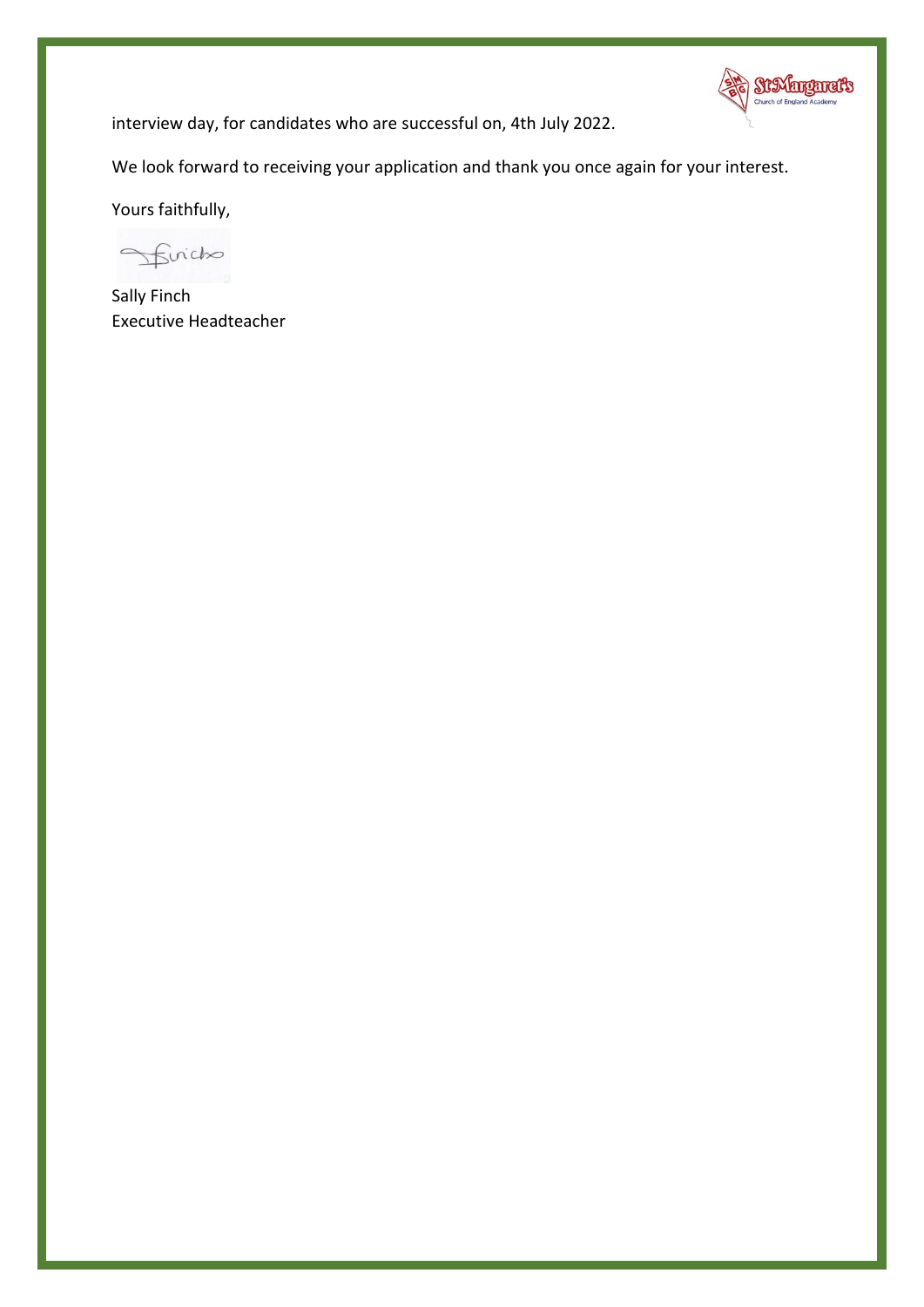interview day, for candidates who are successful on, 4th July 2022.

We look forward to receiving your application and thank you once again for your interest.

Yours faithfully,

Sally Finch
Executive Headteacher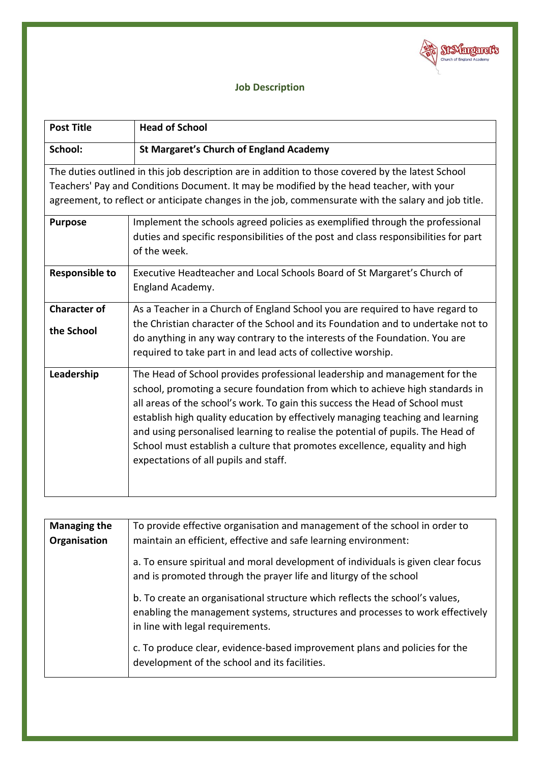## Job Description

| Post Title | Head of School |
|---|---|
| School: | St Margaret's Church of England Academy |
| The duties outlined in this job description are in addition to those covered by the latest School Teachers' Pay and Conditions Document. It may be modified by the head teacher, with your agreement, to reflect or anticipate changes in the job, commensurate with the salary and job title. | |
| Purpose | Implement the schools agreed policies as exemplified through the professional duties and specific responsibilities of the post and class responsibilities for part of the week. |
| Responsible to | Executive Headteacher and Local Schools Board of St Margaret's Church of England Academy. |
| Character of the School | As a Teacher in a Church of England School you are required to have regard to the Christian character of the School and its Foundation and to undertake not to do anything in any way contrary to the interests of the Foundation. You are required to take part in and lead acts of collective worship. |
| Leadership | The Head of School provides professional leadership and management for the school, promoting a secure foundation from which to achieve high standards in all areas of the school's work. To gain this success the Head of School must establish high quality education by effectively managing teaching and learning and using personalised learning to realise the potential of pupils. The Head of School must establish a culture that promotes excellence, equality and high expectations of all pupils and staff. |

| Managing the Organisation | To provide effective organisation and management of the school in order to maintain an efficient, effective and safe learning environment:<br><br>a. To ensure spiritual and moral development of individuals is given clear focus and is promoted through the prayer life and liturgy of the school<br><br>b. To create an organisational structure which reflects the school's values, enabling the management systems, structures and processes to work effectively in line with legal requirements.<br><br>c. To produce clear, evidence-based improvement plans and policies for the development of the school and its facilities. |
|---|---|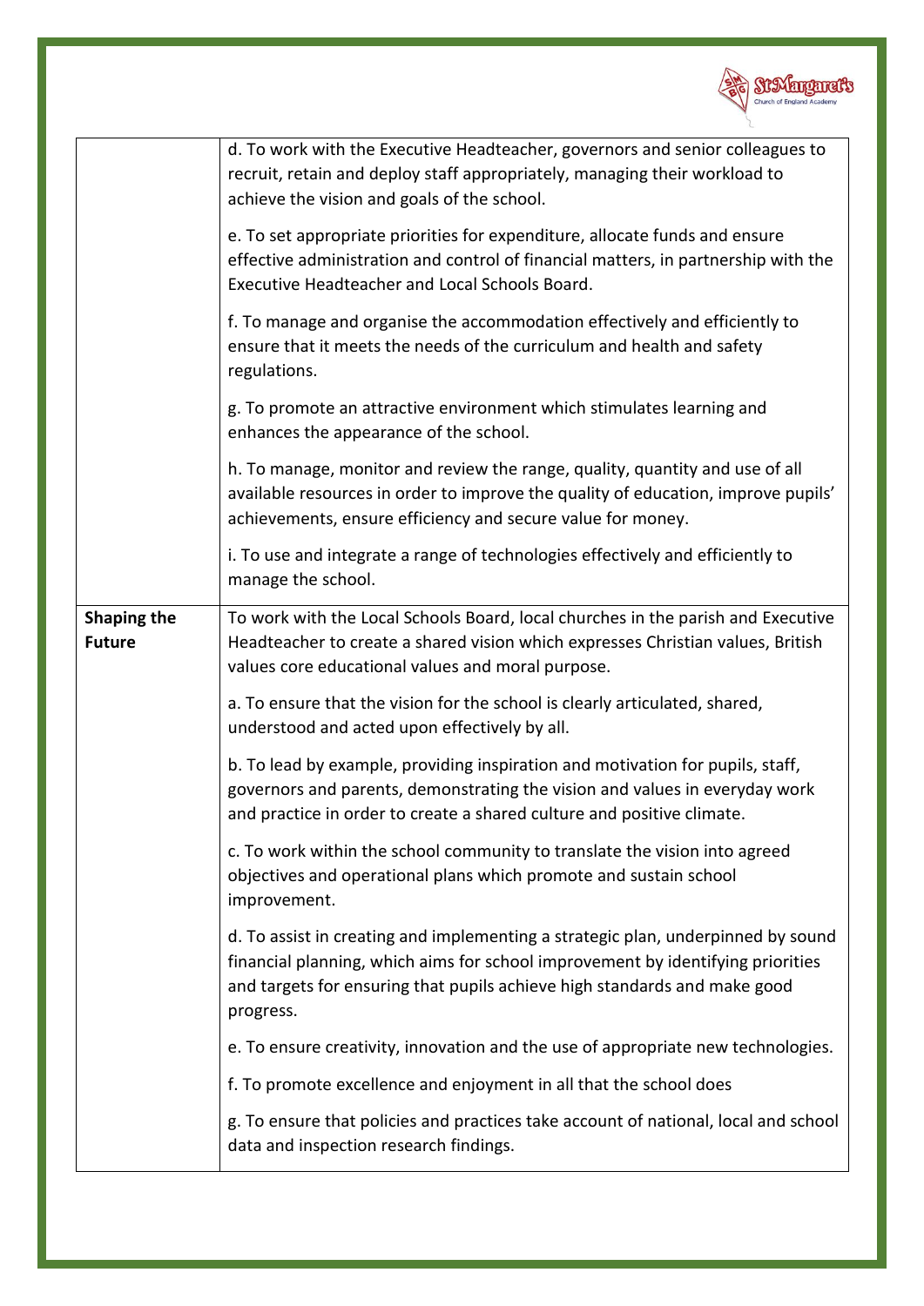| | |
|---|---|
| | d. To work with the Executive Headteacher, governors and senior colleagues to recruit, retain and deploy staff appropriately, managing their workload to achieve the vision and goals of the school.<br><br>e. To set appropriate priorities for expenditure, allocate funds and ensure effective administration and control of financial matters, in partnership with the Executive Headteacher and Local Schools Board.<br><br>f. To manage and organise the accommodation effectively and efficiently to ensure that it meets the needs of the curriculum and health and safety regulations.<br><br>g. To promote an attractive environment which stimulates learning and enhances the appearance of the school.<br><br>h. To manage, monitor and review the range, quality, quantity and use of all available resources in order to improve the quality of education, improve pupils' achievements, ensure efficiency and secure value for money.<br><br>i. To use and integrate a range of technologies effectively and efficiently to manage the school. |
| **Shaping the Future** | To work with the Local Schools Board, local churches in the parish and Executive Headteacher to create a shared vision which expresses Christian values, British values core educational values and moral purpose.<br><br>a. To ensure that the vision for the school is clearly articulated, shared, understood and acted upon effectively by all.<br><br>b. To lead by example, providing inspiration and motivation for pupils, staff, governors and parents, demonstrating the vision and values in everyday work and practice in order to create a shared culture and positive climate.<br><br>c. To work within the school community to translate the vision into agreed objectives and operational plans which promote and sustain school improvement.<br><br>d. To assist in creating and implementing a strategic plan, underpinned by sound financial planning, which aims for school improvement by identifying priorities and targets for ensuring that pupils achieve high standards and make good progress.<br><br>e. To ensure creativity, innovation and the use of appropriate new technologies.<br><br>f. To promote excellence and enjoyment in all that the school does<br><br>g. To ensure that policies and practices take account of national, local and school data and inspection research findings. |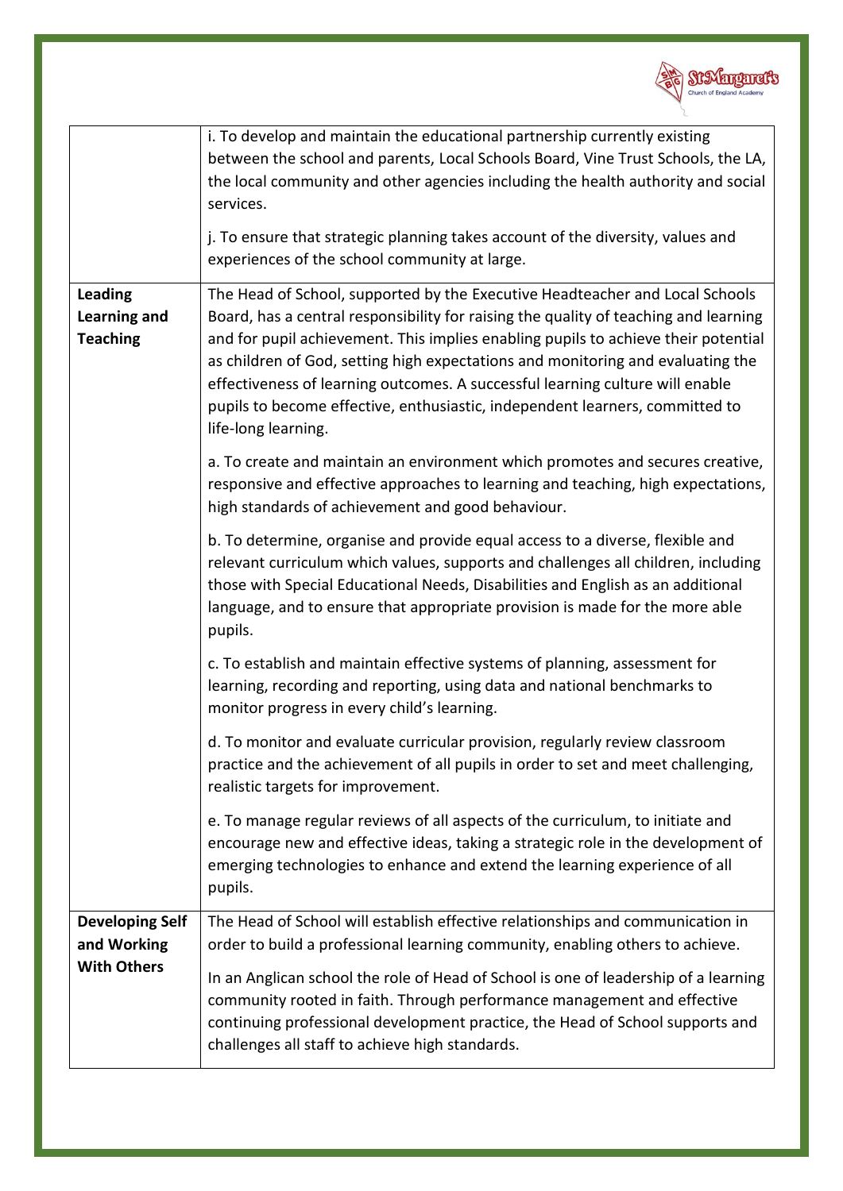| | |
|---|---|
| | i. To develop and maintain the educational partnership currently existing between the school and parents, Local Schools Board, Vine Trust Schools, the LA, the local community and other agencies including the health authority and social services.<br><br>j. To ensure that strategic planning takes account of the diversity, values and experiences of the school community at large. |
| **Leading Learning and Teaching** | The Head of School, supported by the Executive Headteacher and Local Schools Board, has a central responsibility for raising the quality of teaching and learning and for pupil achievement. This implies enabling pupils to achieve their potential as children of God, setting high expectations and monitoring and evaluating the effectiveness of learning outcomes. A successful learning culture will enable pupils to become effective, enthusiastic, independent learners, committed to life-long learning.<br><br>a. To create and maintain an environment which promotes and secures creative, responsive and effective approaches to learning and teaching, high expectations, high standards of achievement and good behaviour.<br><br>b. To determine, organise and provide equal access to a diverse, flexible and relevant curriculum which values, supports and challenges all children, including those with Special Educational Needs, Disabilities and English as an additional language, and to ensure that appropriate provision is made for the more able pupils.<br><br>c. To establish and maintain effective systems of planning, assessment for learning, recording and reporting, using data and national benchmarks to monitor progress in every child's learning.<br><br>d. To monitor and evaluate curricular provision, regularly review classroom practice and the achievement of all pupils in order to set and meet challenging, realistic targets for improvement.<br><br>e. To manage regular reviews of all aspects of the curriculum, to initiate and encourage new and effective ideas, taking a strategic role in the development of emerging technologies to enhance and extend the learning experience of all pupils. |
| **Developing Self and Working With Others** | The Head of School will establish effective relationships and communication in order to build a professional learning community, enabling others to achieve.<br><br>In an Anglican school the role of Head of School is one of leadership of a learning community rooted in faith. Through performance management and effective continuing professional development practice, the Head of School supports and challenges all staff to achieve high standards. |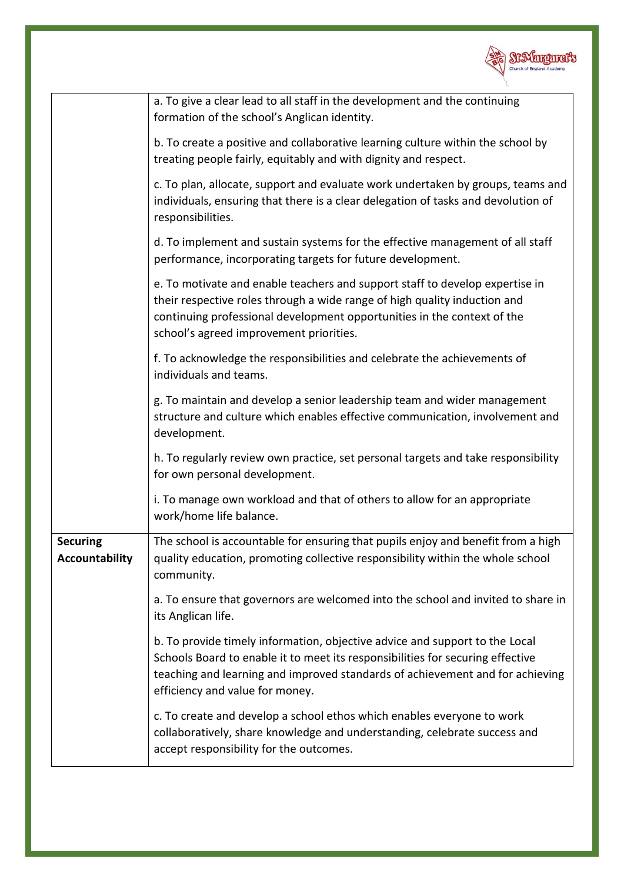| | |
|---|---|
| | a. To give a clear lead to all staff in the development and the continuing formation of the school's Anglican identity.<br><br>b. To create a positive and collaborative learning culture within the school by treating people fairly, equitably and with dignity and respect.<br><br>c. To plan, allocate, support and evaluate work undertaken by groups, teams and individuals, ensuring that there is a clear delegation of tasks and devolution of responsibilities.<br><br>d. To implement and sustain systems for the effective management of all staff performance, incorporating targets for future development.<br><br>e. To motivate and enable teachers and support staff to develop expertise in their respective roles through a wide range of high quality induction and continuing professional development opportunities in the context of the school's agreed improvement priorities.<br><br>f. To acknowledge the responsibilities and celebrate the achievements of individuals and teams.<br><br>g. To maintain and develop a senior leadership team and wider management structure and culture which enables effective communication, involvement and development.<br><br>h. To regularly review own practice, set personal targets and take responsibility for own personal development.<br><br>i. To manage own workload and that of others to allow for an appropriate work/home life balance. |
| **Securing Accountability** | The school is accountable for ensuring that pupils enjoy and benefit from a high quality education, promoting collective responsibility within the whole school community.<br><br>a. To ensure that governors are welcomed into the school and invited to share in its Anglican life.<br><br>b. To provide timely information, objective advice and support to the Local Schools Board to enable it to meet its responsibilities for securing effective teaching and learning and improved standards of achievement and for achieving efficiency and value for money.<br><br>c. To create and develop a school ethos which enables everyone to work collaboratively, share knowledge and understanding, celebrate success and accept responsibility for the outcomes. |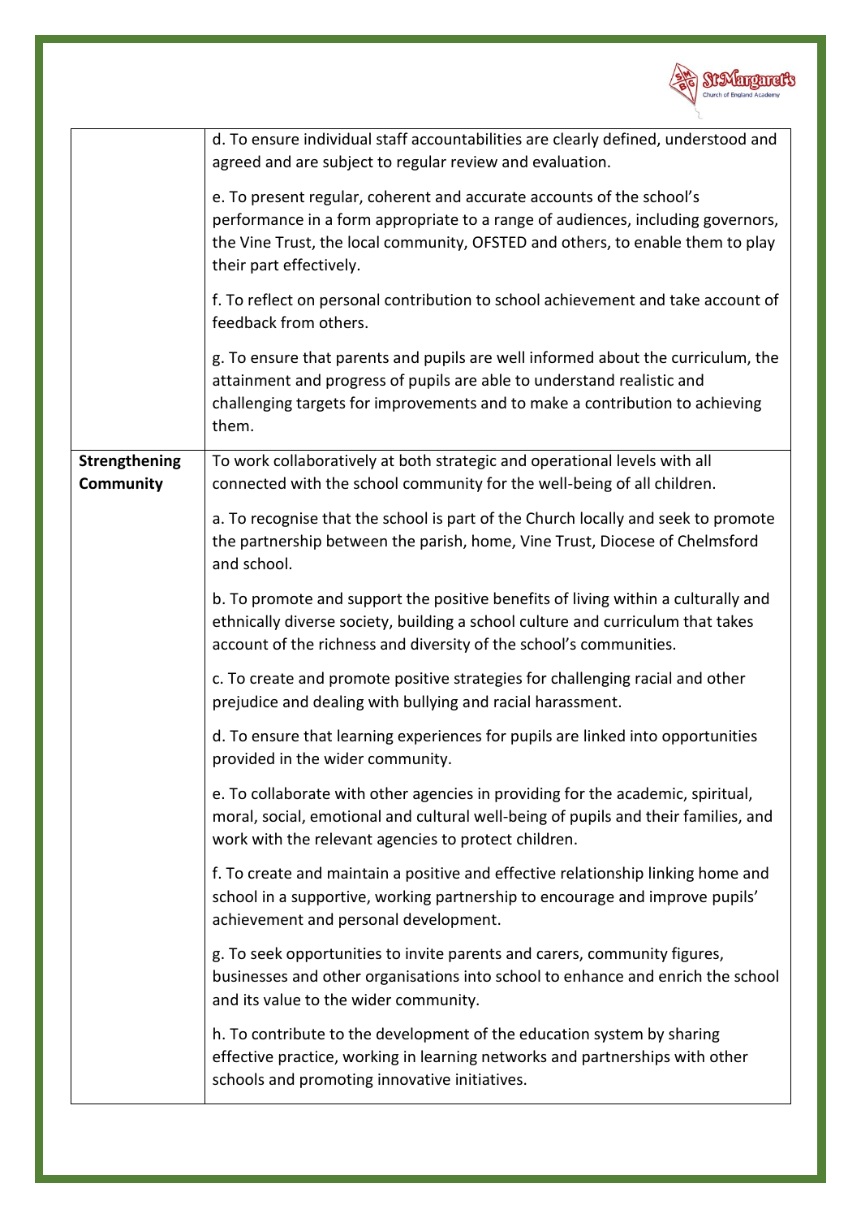|  |  |
|---|---|
|  | d. To ensure individual staff accountabilities are clearly defined, understood and agreed and are subject to regular review and evaluation.<br><br>e. To present regular, coherent and accurate accounts of the school's performance in a form appropriate to a range of audiences, including governors, the Vine Trust, the local community, OFSTED and others, to enable them to play their part effectively.<br><br>f. To reflect on personal contribution to school achievement and take account of feedback from others.<br><br>g. To ensure that parents and pupils are well informed about the curriculum, the attainment and progress of pupils are able to understand realistic and challenging targets for improvements and to make a contribution to achieving them. |
| **Strengthening Community** | To work collaboratively at both strategic and operational levels with all connected with the school community for the well-being of all children.<br><br>a. To recognise that the school is part of the Church locally and seek to promote the partnership between the parish, home, Vine Trust, Diocese of Chelmsford and school.<br><br>b. To promote and support the positive benefits of living within a culturally and ethnically diverse society, building a school culture and curriculum that takes account of the richness and diversity of the school's communities.<br><br>c. To create and promote positive strategies for challenging racial and other prejudice and dealing with bullying and racial harassment.<br><br>d. To ensure that learning experiences for pupils are linked into opportunities provided in the wider community.<br><br>e. To collaborate with other agencies in providing for the academic, spiritual, moral, social, emotional and cultural well-being of pupils and their families, and work with the relevant agencies to protect children.<br><br>f. To create and maintain a positive and effective relationship linking home and school in a supportive, working partnership to encourage and improve pupils' achievement and personal development.<br><br>g. To seek opportunities to invite parents and carers, community figures, businesses and other organisations into school to enhance and enrich the school and its value to the wider community.<br><br>h. To contribute to the development of the education system by sharing effective practice, working in learning networks and partnerships with other schools and promoting innovative initiatives. |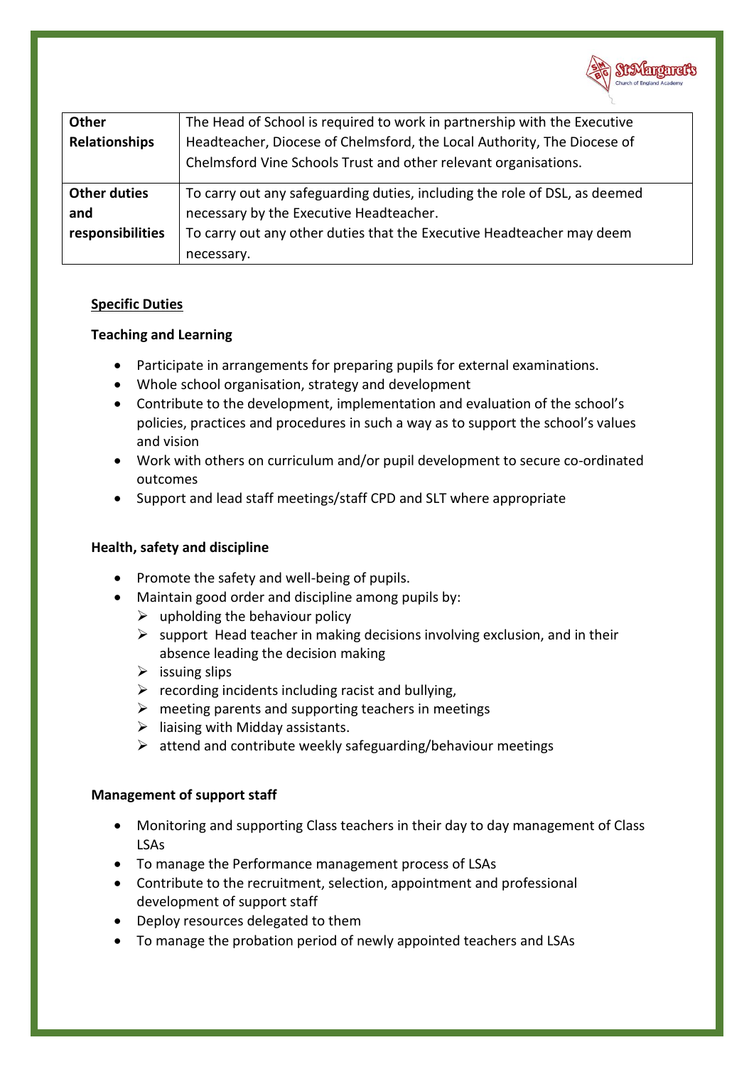| Other Relationships | The Head of School is required to work in partnership with the Executive Headteacher, Diocese of Chelmsford, the Local Authority, The Diocese of Chelmsford Vine Schools Trust and other relevant organisations. |
|---|---|
| Other duties and responsibilities | To carry out any safeguarding duties, including the role of DSL, as deemed necessary by the Executive Headteacher.<br>To carry out any other duties that the Executive Headteacher may deem necessary. |

**Specific Duties**

**Teaching and Learning**

- Participate in arrangements for preparing pupils for external examinations.
- Whole school organisation, strategy and development
- Contribute to the development, implementation and evaluation of the school's policies, practices and procedures in such a way as to support the school's values and vision
- Work with others on curriculum and/or pupil development to secure co-ordinated outcomes
- Support and lead staff meetings/staff CPD and SLT where appropriate

**Health, safety and discipline**

- Promote the safety and well-being of pupils.
- Maintain good order and discipline among pupils by:
  - upholding the behaviour policy
  - support Head teacher in making decisions involving exclusion, and in their absence leading the decision making
  - issuing slips
  - recording incidents including racist and bullying,
  - meeting parents and supporting teachers in meetings
  - liaising with Midday assistants.
  - attend and contribute weekly safeguarding/behaviour meetings

**Management of support staff**

- Monitoring and supporting Class teachers in their day to day management of Class LSAs
- To manage the Performance management process of LSAs
- Contribute to the recruitment, selection, appointment and professional development of support staff
- Deploy resources delegated to them
- To manage the probation period of newly appointed teachers and LSAs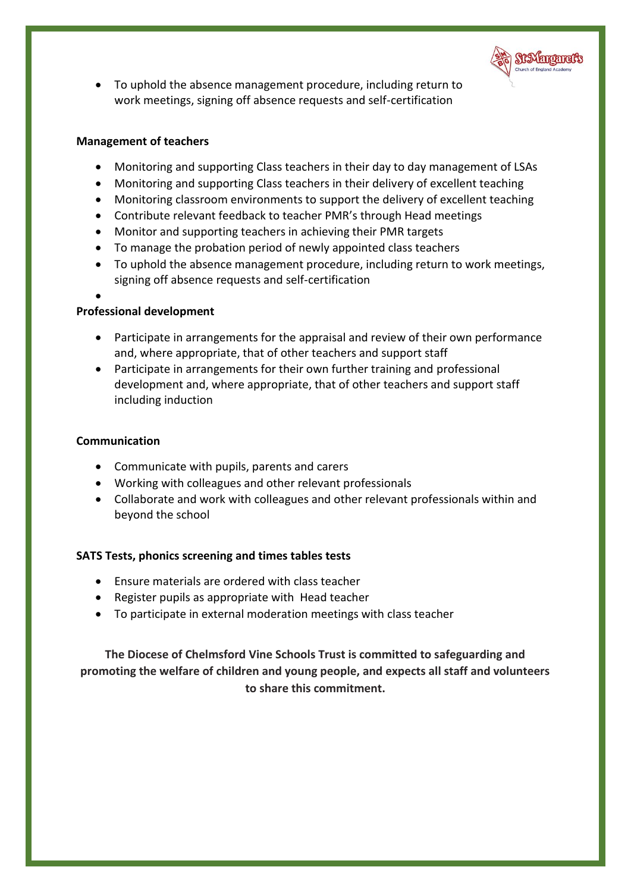- To uphold the absence management procedure, including return to work meetings, signing off absence requests and self-certification

**Management of teachers**

- Monitoring and supporting Class teachers in their day to day management of LSAs
- Monitoring and supporting Class teachers in their delivery of excellent teaching
- Monitoring classroom environments to support the delivery of excellent teaching
- Contribute relevant feedback to teacher PMR's through Head meetings
- Monitor and supporting teachers in achieving their PMR targets
- To manage the probation period of newly appointed class teachers
- To uphold the absence management procedure, including return to work meetings, signing off absence requests and self-certification

**Professional development**

- Participate in arrangements for the appraisal and review of their own performance and, where appropriate, that of other teachers and support staff
- Participate in arrangements for their own further training and professional development and, where appropriate, that of other teachers and support staff including induction

**Communication**

- Communicate with pupils, parents and carers
- Working with colleagues and other relevant professionals
- Collaborate and work with colleagues and other relevant professionals within and beyond the school

**SATS Tests, phonics screening and times tables tests**

- Ensure materials are ordered with class teacher
- Register pupils as appropriate with Head teacher
- To participate in external moderation meetings with class teacher

**The Diocese of Chelmsford Vine Schools Trust is committed to safeguarding and promoting the welfare of children and young people, and expects all staff and volunteers to share this commitment.**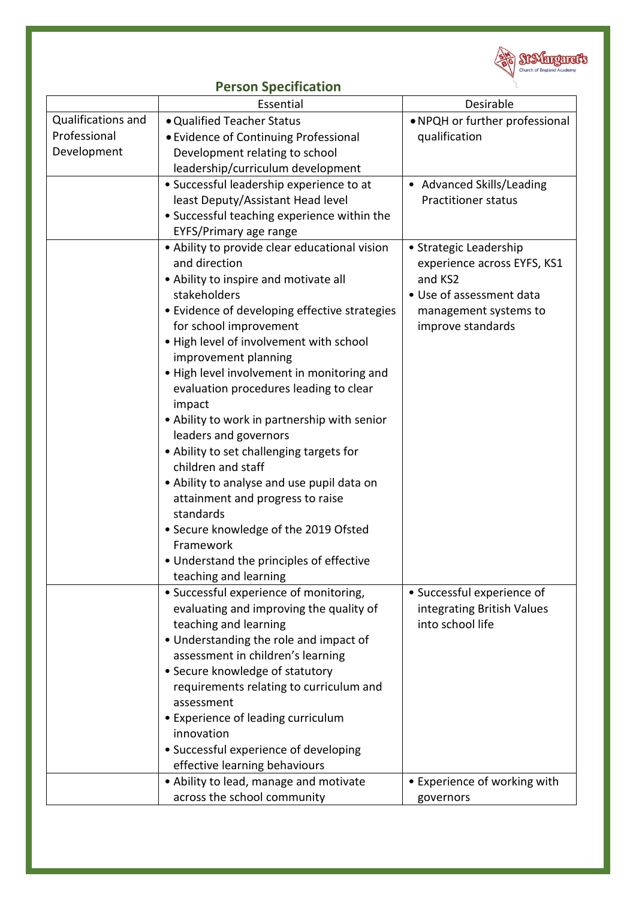## Person Specification

| | Essential | Desirable |
|---|---|---|
| Qualifications and Professional Development | • Qualified Teacher Status<br>• Evidence of Continuing Professional Development relating to school leadership/curriculum development | • NPQH or further professional qualification |
| | • Successful leadership experience to at least Deputy/Assistant Head level<br>• Successful teaching experience within the EYFS/Primary age range | • Advanced Skills/Leading Practitioner status |
| | • Ability to provide clear educational vision and direction<br>• Ability to inspire and motivate all stakeholders<br>• Evidence of developing effective strategies for school improvement<br>• High level of involvement with school improvement planning<br>• High level involvement in monitoring and evaluation procedures leading to clear impact<br>• Ability to work in partnership with senior leaders and governors<br>• Ability to set challenging targets for children and staff<br>• Ability to analyse and use pupil data on attainment and progress to raise standards<br>• Secure knowledge of the 2019 Ofsted Framework<br>• Understand the principles of effective teaching and learning | • Strategic Leadership experience across EYFS, KS1 and KS2<br>• Use of assessment data management systems to improve standards |
| | • Successful experience of monitoring, evaluating and improving the quality of teaching and learning<br>• Understanding the role and impact of assessment in children's learning<br>• Secure knowledge of statutory requirements relating to curriculum and assessment<br>• Experience of leading curriculum innovation<br>• Successful experience of developing effective learning behaviours | • Successful experience of integrating British Values into school life |
| | • Ability to lead, manage and motivate across the school community | • Experience of working with governors |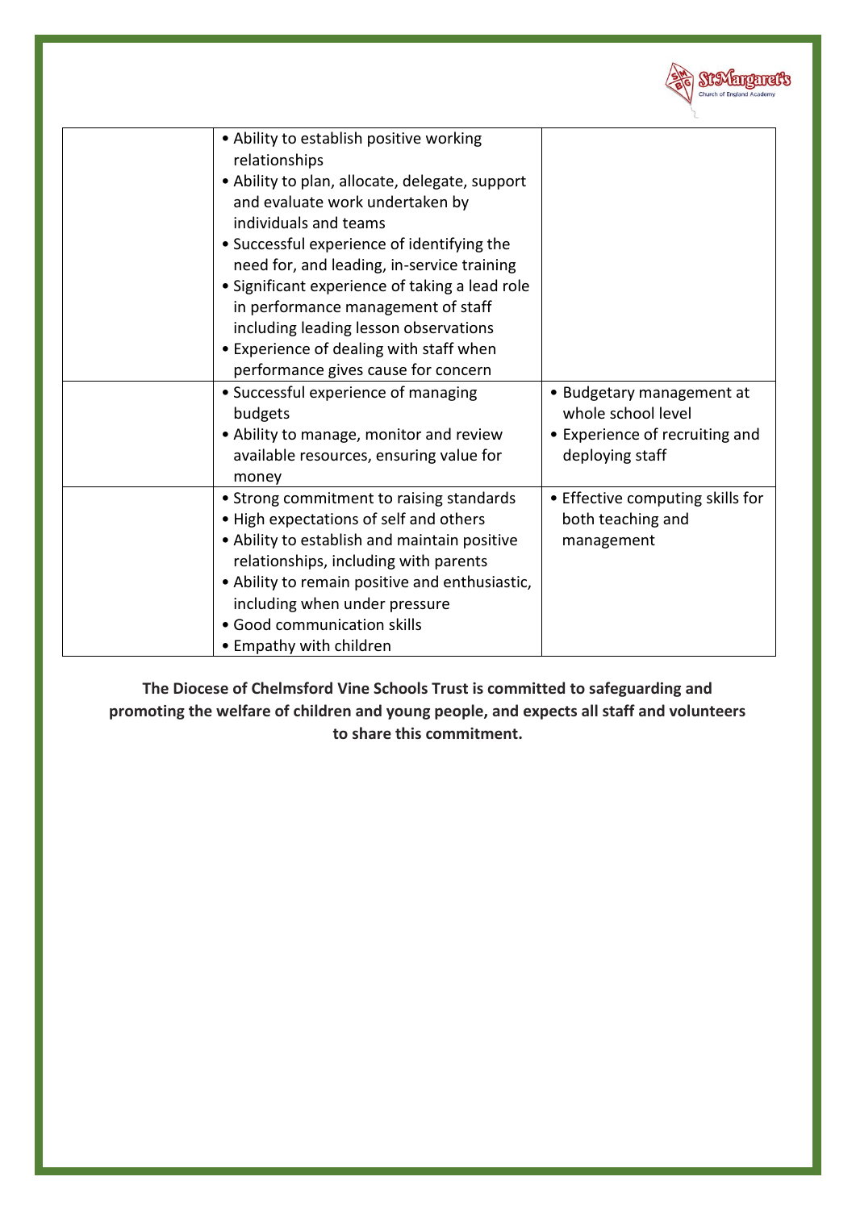| | | |
|---|---|---|
| | • Ability to establish positive working relationships<br>• Ability to plan, allocate, delegate, support and evaluate work undertaken by individuals and teams<br>• Successful experience of identifying the need for, and leading, in-service training<br>• Significant experience of taking a lead role in performance management of staff including leading lesson observations<br>• Experience of dealing with staff when performance gives cause for concern | |
| | • Successful experience of managing budgets<br>• Ability to manage, monitor and review available resources, ensuring value for money | • Budgetary management at whole school level<br>• Experience of recruiting and deploying staff |
| | • Strong commitment to raising standards<br>• High expectations of self and others<br>• Ability to establish and maintain positive relationships, including with parents<br>• Ability to remain positive and enthusiastic, including when under pressure<br>• Good communication skills<br>• Empathy with children | • Effective computing skills for both teaching and management |

**The Diocese of Chelmsford Vine Schools Trust is committed to safeguarding and promoting the welfare of children and young people, and expects all staff and volunteers to share this commitment.**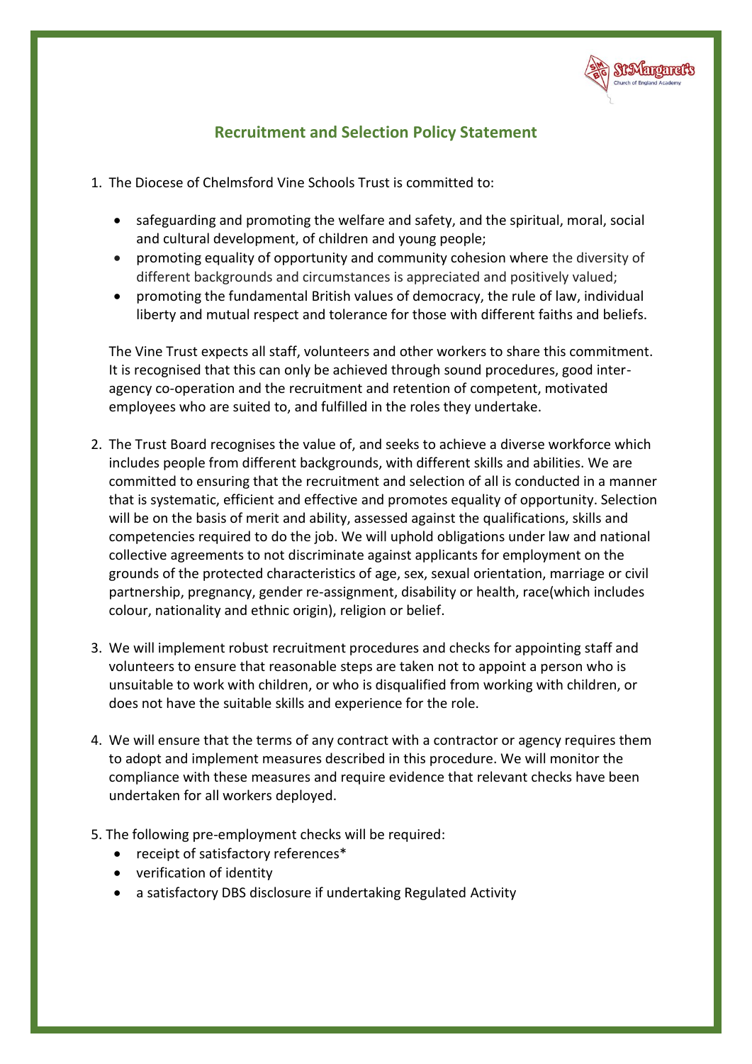## Recruitment and Selection Policy Statement

1. The Diocese of Chelmsford Vine Schools Trust is committed to:

   - safeguarding and promoting the welfare and safety, and the spiritual, moral, social and cultural development, of children and young people;
   - promoting equality of opportunity and community cohesion where the diversity of different backgrounds and circumstances is appreciated and positively valued;
   - promoting the fundamental British values of democracy, the rule of law, individual liberty and mutual respect and tolerance for those with different faiths and beliefs.

   The Vine Trust expects all staff, volunteers and other workers to share this commitment. It is recognised that this can only be achieved through sound procedures, good inter-agency co-operation and the recruitment and retention of competent, motivated employees who are suited to, and fulfilled in the roles they undertake.

2. The Trust Board recognises the value of, and seeks to achieve a diverse workforce which includes people from different backgrounds, with different skills and abilities. We are committed to ensuring that the recruitment and selection of all is conducted in a manner that is systematic, efficient and effective and promotes equality of opportunity. Selection will be on the basis of merit and ability, assessed against the qualifications, skills and competencies required to do the job. We will uphold obligations under law and national collective agreements to not discriminate against applicants for employment on the grounds of the protected characteristics of age, sex, sexual orientation, marriage or civil partnership, pregnancy, gender re-assignment, disability or health, race(which includes colour, nationality and ethnic origin), religion or belief.

3. We will implement robust recruitment procedures and checks for appointing staff and volunteers to ensure that reasonable steps are taken not to appoint a person who is unsuitable to work with children, or who is disqualified from working with children, or does not have the suitable skills and experience for the role.

4. We will ensure that the terms of any contract with a contractor or agency requires them to adopt and implement measures described in this procedure. We will monitor the compliance with these measures and require evidence that relevant checks have been undertaken for all workers deployed.

5. The following pre-employment checks will be required:
   - receipt of satisfactory references*
   - verification of identity
   - a satisfactory DBS disclosure if undertaking Regulated Activity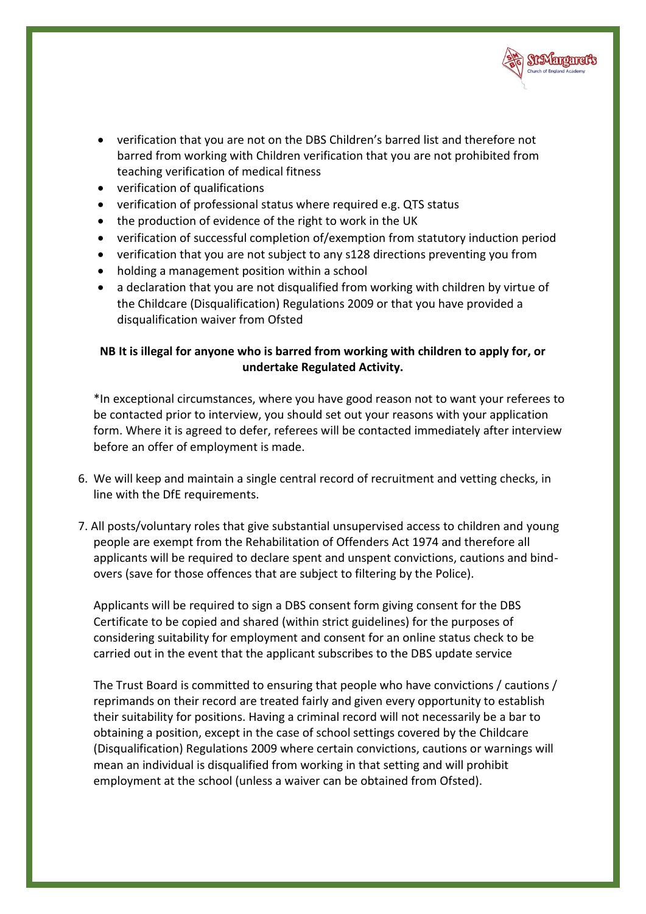- verification that you are not on the DBS Children's barred list and therefore not barred from working with Children verification that you are not prohibited from teaching verification of medical fitness
- verification of qualifications
- verification of professional status where required e.g. QTS status
- the production of evidence of the right to work in the UK
- verification of successful completion of/exemption from statutory induction period
- verification that you are not subject to any s128 directions preventing you from
- holding a management position within a school
- a declaration that you are not disqualified from working with children by virtue of the Childcare (Disqualification) Regulations 2009 or that you have provided a disqualification waiver from Ofsted

**NB It is illegal for anyone who is barred from working with children to apply for, or undertake Regulated Activity.**

*In exceptional circumstances, where you have good reason not to want your referees to be contacted prior to interview, you should set out your reasons with your application form. Where it is agreed to defer, referees will be contacted immediately after interview before an offer of employment is made.

6. We will keep and maintain a single central record of recruitment and vetting checks, in line with the DfE requirements.

7. All posts/voluntary roles that give substantial unsupervised access to children and young people are exempt from the Rehabilitation of Offenders Act 1974 and therefore all applicants will be required to declare spent and unspent convictions, cautions and bind-overs (save for those offences that are subject to filtering by the Police).

   Applicants will be required to sign a DBS consent form giving consent for the DBS Certificate to be copied and shared (within strict guidelines) for the purposes of considering suitability for employment and consent for an online status check to be carried out in the event that the applicant subscribes to the DBS update service

   The Trust Board is committed to ensuring that people who have convictions / cautions / reprimands on their record are treated fairly and given every opportunity to establish their suitability for positions. Having a criminal record will not necessarily be a bar to obtaining a position, except in the case of school settings covered by the Childcare (Disqualification) Regulations 2009 where certain convictions, cautions or warnings will mean an individual is disqualified from working in that setting and will prohibit employment at the school (unless a waiver can be obtained from Ofsted).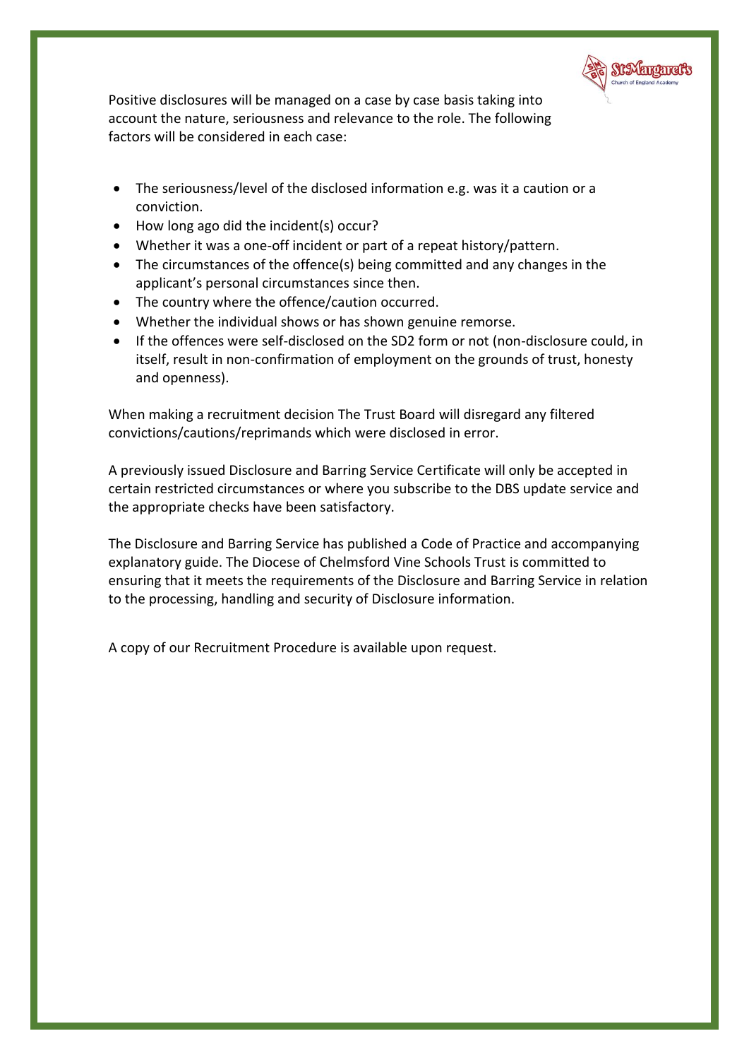Positive disclosures will be managed on a case by case basis taking into account the nature, seriousness and relevance to the role. The following factors will be considered in each case:

- The seriousness/level of the disclosed information e.g. was it a caution or a conviction.
- How long ago did the incident(s) occur?
- Whether it was a one-off incident or part of a repeat history/pattern.
- The circumstances of the offence(s) being committed and any changes in the applicant's personal circumstances since then.
- The country where the offence/caution occurred.
- Whether the individual shows or has shown genuine remorse.
- If the offences were self-disclosed on the SD2 form or not (non-disclosure could, in itself, result in non-confirmation of employment on the grounds of trust, honesty and openness).

When making a recruitment decision The Trust Board will disregard any filtered convictions/cautions/reprimands which were disclosed in error.

A previously issued Disclosure and Barring Service Certificate will only be accepted in certain restricted circumstances or where you subscribe to the DBS update service and the appropriate checks have been satisfactory.

The Disclosure and Barring Service has published a Code of Practice and accompanying explanatory guide. The Diocese of Chelmsford Vine Schools Trust is committed to ensuring that it meets the requirements of the Disclosure and Barring Service in relation to the processing, handling and security of Disclosure information.

A copy of our Recruitment Procedure is available upon request.